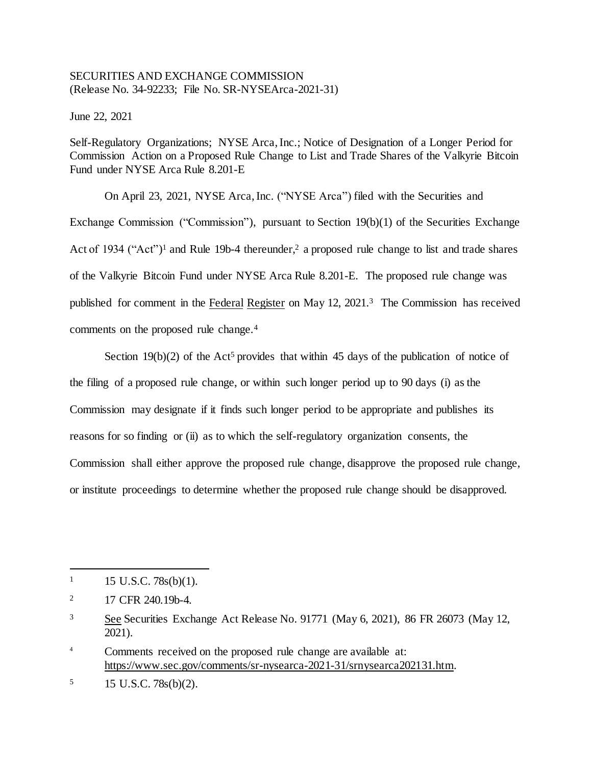SECURITIES AND EXCHANGE COMMISSION
(Release No. 34-92233; File No. SR-NYSEArca-2021-31)

June 22, 2021

Self-Regulatory Organizations; NYSE Arca, Inc.; Notice of Designation of a Longer Period for Commission Action on a Proposed Rule Change to List and Trade Shares of the Valkyrie Bitcoin Fund under NYSE Arca Rule 8.201-E

On April 23, 2021, NYSE Arca, Inc. ("NYSE Arca") filed with the Securities and Exchange Commission ("Commission"), pursuant to Section 19(b)(1) of the Securities Exchange Act of 1934 ("Act")[1] and Rule 19b-4 thereunder,[2] a proposed rule change to list and trade shares of the Valkyrie Bitcoin Fund under NYSE Arca Rule 8.201-E. The proposed rule change was published for comment in the Federal Register on May 12, 2021.[3] The Commission has received comments on the proposed rule change.[4]

Section 19(b)(2) of the Act[5] provides that within 45 days of the publication of notice of the filing of a proposed rule change, or within such longer period up to 90 days (i) as the Commission may designate if it finds such longer period to be appropriate and publishes its reasons for so finding or (ii) as to which the self-regulatory organization consents, the Commission shall either approve the proposed rule change, disapprove the proposed rule change, or institute proceedings to determine whether the proposed rule change should be disapproved.

---

[1] 15 U.S.C. 78s(b)(1).

[2] 17 CFR 240.19b-4.

[3] See Securities Exchange Act Release No. 91771 (May 6, 2021), 86 FR 26073 (May 12, 2021).

[4] Comments received on the proposed rule change are available at: https://www.sec.gov/comments/sr-nysearca-2021-31/srnysearca202131.htm.

[5] 15 U.S.C. 78s(b)(2).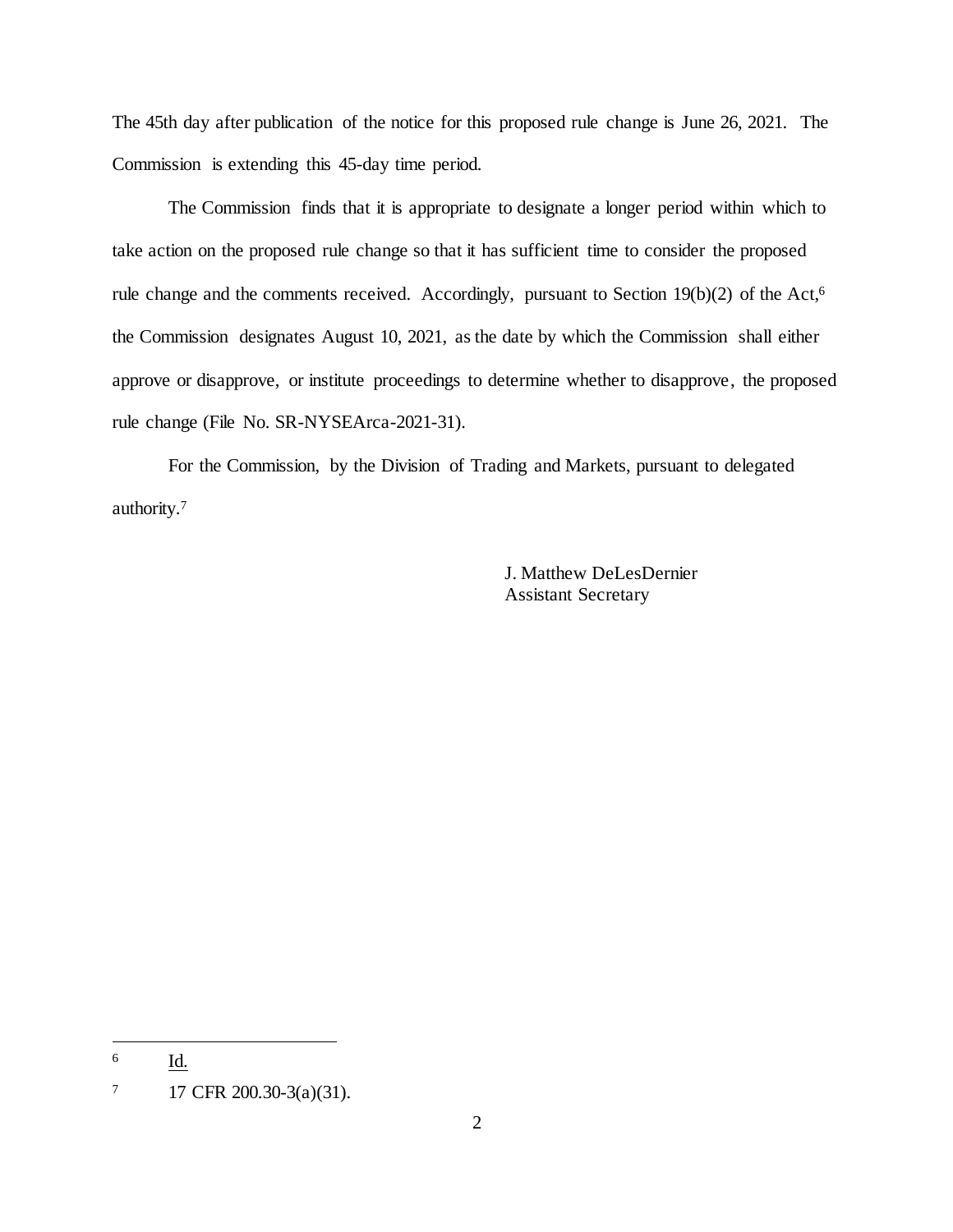The 45th day after publication of the notice for this proposed rule change is June 26, 2021. The Commission is extending this 45-day time period.

The Commission finds that it is appropriate to designate a longer period within which to take action on the proposed rule change so that it has sufficient time to consider the proposed rule change and the comments received. Accordingly, pursuant to Section 19(b)(2) of the Act,[6] the Commission designates August 10, 2021, as the date by which the Commission shall either approve or disapprove, or institute proceedings to determine whether to disapprove, the proposed rule change (File No. SR-NYSEArca-2021-31).

For the Commission, by the Division of Trading and Markets, pursuant to delegated authority.[7]

J. Matthew DeLesDernier
Assistant Secretary

---

[6] Id.

[7] 17 CFR 200.30-3(a)(31).